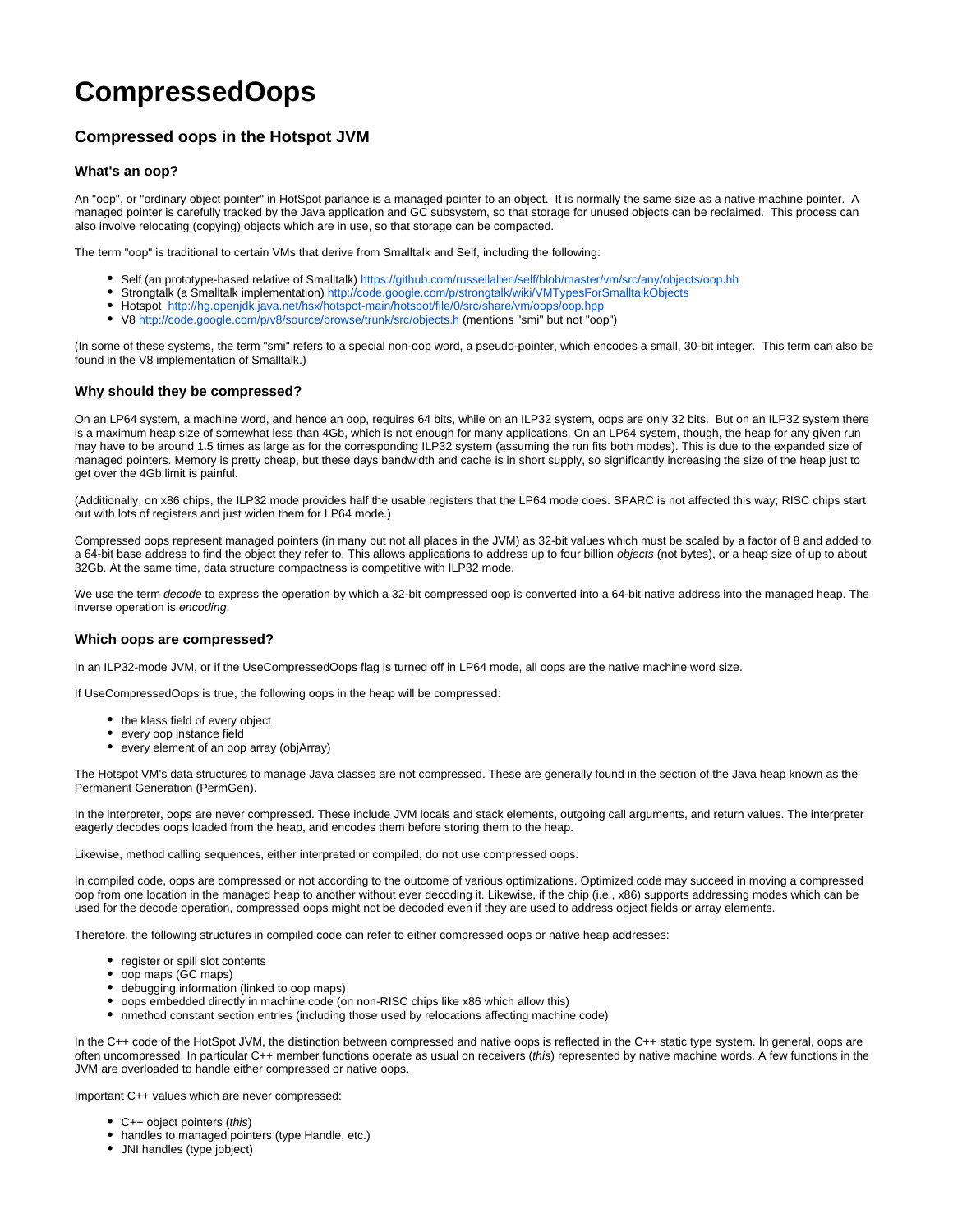# CompressedOops

## Compressed oops in the Hotspot JVM

### What's an oop?

An "oop", or "ordinary object pointer" in HotSpot parlance is a managed pointer to an object. It is normally the same size as a native machine pointer. A managed pointer is carefully tracked by the Java application and GC subsystem, so that storage for unused objects can be reclaimed. This process can also involve relocating (copying) objects which are in use, so that storage can be compacted.

The term "oop" is traditional to certain VMs that derive from Smalltalk and Self, including the following:

- Self (an prototype-based relative of Smalltalk) https://github.com/russellallen/self/blob/master/vm/src/any/objects/oop.hh
- Strongtalk (a Smalltalk implementation) http://code.google.com/p/strongtalk/wiki/VMTypesForSmalltalkObjects
- Hotspot http://hg.openjdk.java.net/hsx/hotspot-main/hotspot/file/0/src/share/vm/oops/oop.hpp
- V8 http://code.google.com/p/v8/source/browse/trunk/src/objects.h (mentions "smi" but not "oop")

(In some of these systems, the term "smi" refers to a special non-oop word, a pseudo-pointer, which encodes a small, 30-bit integer. This term can also be found in the V8 implementation of Smalltalk.)

### Why should they be compressed?

On an LP64 system, a machine word, and hence an oop, requires 64 bits, while on an ILP32 system, oops are only 32 bits. But on an ILP32 system there is a maximum heap size of somewhat less than 4Gb, which is not enough for many applications. On an LP64 system, though, the heap for any given run may have to be around 1.5 times as large as for the corresponding ILP32 system (assuming the run fits both modes). This is due to the expanded size of managed pointers. Memory is pretty cheap, but these days bandwidth and cache is in short supply, so significantly increasing the size of the heap just to get over the 4Gb limit is painful.

(Additionally, on x86 chips, the ILP32 mode provides half the usable registers that the LP64 mode does. SPARC is not affected this way; RISC chips start out with lots of registers and just widen them for LP64 mode.)

Compressed oops represent managed pointers (in many but not all places in the JVM) as 32-bit values which must be scaled by a factor of 8 and added to a 64-bit base address to find the object they refer to. This allows applications to address up to four billion *objects* (not bytes), or a heap size of up to about 32Gb. At the same time, data structure compactness is competitive with ILP32 mode.

We use the term *decode* to express the operation by which a 32-bit compressed oop is converted into a 64-bit native address into the managed heap. The inverse operation is *encoding*.

### Which oops are compressed?

In an ILP32-mode JVM, or if the UseCompressedOops flag is turned off in LP64 mode, all oops are the native machine word size.

If UseCompressedOops is true, the following oops in the heap will be compressed:

- the klass field of every object
- every oop instance field
- every element of an oop array (objArray)

The Hotspot VM's data structures to manage Java classes are not compressed. These are generally found in the section of the Java heap known as the Permanent Generation (PermGen).

In the interpreter, oops are never compressed. These include JVM locals and stack elements, outgoing call arguments, and return values. The interpreter eagerly decodes oops loaded from the heap, and encodes them before storing them to the heap.

Likewise, method calling sequences, either interpreted or compiled, do not use compressed oops.

In compiled code, oops are compressed or not according to the outcome of various optimizations. Optimized code may succeed in moving a compressed oop from one location in the managed heap to another without ever decoding it. Likewise, if the chip (i.e., x86) supports addressing modes which can be used for the decode operation, compressed oops might not be decoded even if they are used to address object fields or array elements.

Therefore, the following structures in compiled code can refer to either compressed oops or native heap addresses:

- register or spill slot contents
- oop maps (GC maps)
- debugging information (linked to oop maps)
- oops embedded directly in machine code (on non-RISC chips like x86 which allow this)
- nmethod constant section entries (including those used by relocations affecting machine code)

In the C++ code of the HotSpot JVM, the distinction between compressed and native oops is reflected in the C++ static type system. In general, oops are often uncompressed. In particular C++ member functions operate as usual on receivers (*this*) represented by native machine words. A few functions in the JVM are overloaded to handle either compressed or native oops.

Important C++ values which are never compressed:

- C++ object pointers (*this*)
- handles to managed pointers (type Handle, etc.)
- JNI handles (type jobject)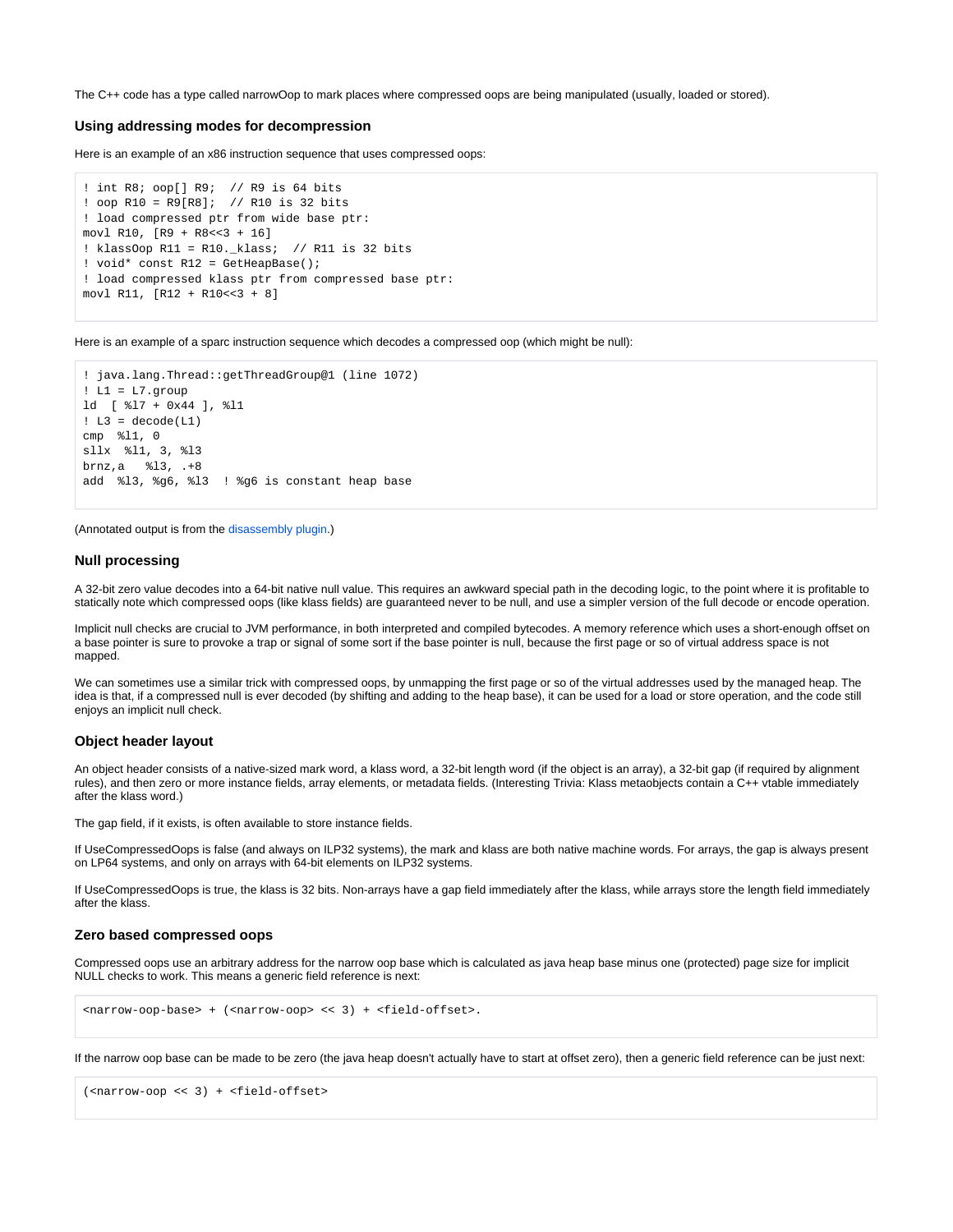The C++ code has a type called narrowOop to mark places where compressed oops are being manipulated (usually, loaded or stored).

### Using addressing modes for decompression

Here is an example of an x86 instruction sequence that uses compressed oops:

```
! int R8; oop[] R9;  // R9 is 64 bits
! oop R10 = R9[R8];  // R10 is 32 bits
! load compressed ptr from wide base ptr:
movl R10, [R9 + R8<<3 + 16]
! klassOop R11 = R10._klass;  // R11 is 32 bits
! void* const R12 = GetHeapBase();
! load compressed klass ptr from compressed base ptr:
movl R11, [R12 + R10<<3 + 8]
```

Here is an example of a sparc instruction sequence which decodes a compressed oop (which might be null):

```
! java.lang.Thread::getThreadGroup@1 (line 1072)
! L1 = L7.group
ld  [ %l7 + 0x44 ], %l1
! L3 = decode(L1)
cmp  %l1, 0
sllx  %l1, 3, %l3
brnz,a   %l3, .+8
add  %l3, %g6, %l3  ! %g6 is constant heap base
```

(Annotated output is from the disassembly plugin.)

### Null processing

A 32-bit zero value decodes into a 64-bit native null value. This requires an awkward special path in the decoding logic, to the point where it is profitable to statically note which compressed oops (like klass fields) are guaranteed never to be null, and use a simpler version of the full decode or encode operation.

Implicit null checks are crucial to JVM performance, in both interpreted and compiled bytecodes. A memory reference which uses a short-enough offset on a base pointer is sure to provoke a trap or signal of some sort if the base pointer is null, because the first page or so of virtual address space is not mapped.

We can sometimes use a similar trick with compressed oops, by unmapping the first page or so of the virtual addresses used by the managed heap. The idea is that, if a compressed null is ever decoded (by shifting and adding to the heap base), it can be used for a load or store operation, and the code still enjoys an implicit null check.

### Object header layout

An object header consists of a native-sized mark word, a klass word, a 32-bit length word (if the object is an array), a 32-bit gap (if required by alignment rules), and then zero or more instance fields, array elements, or metadata fields. (Interesting Trivia: Klass metaobjects contain a C++ vtable immediately after the klass word.)

The gap field, if it exists, is often available to store instance fields.

If UseCompressedOops is false (and always on ILP32 systems), the mark and klass are both native machine words. For arrays, the gap is always present on LP64 systems, and only on arrays with 64-bit elements on ILP32 systems.

If UseCompressedOops is true, the klass is 32 bits. Non-arrays have a gap field immediately after the klass, while arrays store the length field immediately after the klass.

### Zero based compressed oops

Compressed oops use an arbitrary address for the narrow oop base which is calculated as java heap base minus one (protected) page size for implicit NULL checks to work. This means a generic field reference is next:

```
<narrow-oop-base> + (<narrow-oop> << 3) + <field-offset>.
```

If the narrow oop base can be made to be zero (the java heap doesn't actually have to start at offset zero), then a generic field reference can be just next:

```
(<narrow-oop << 3) + <field-offset>
```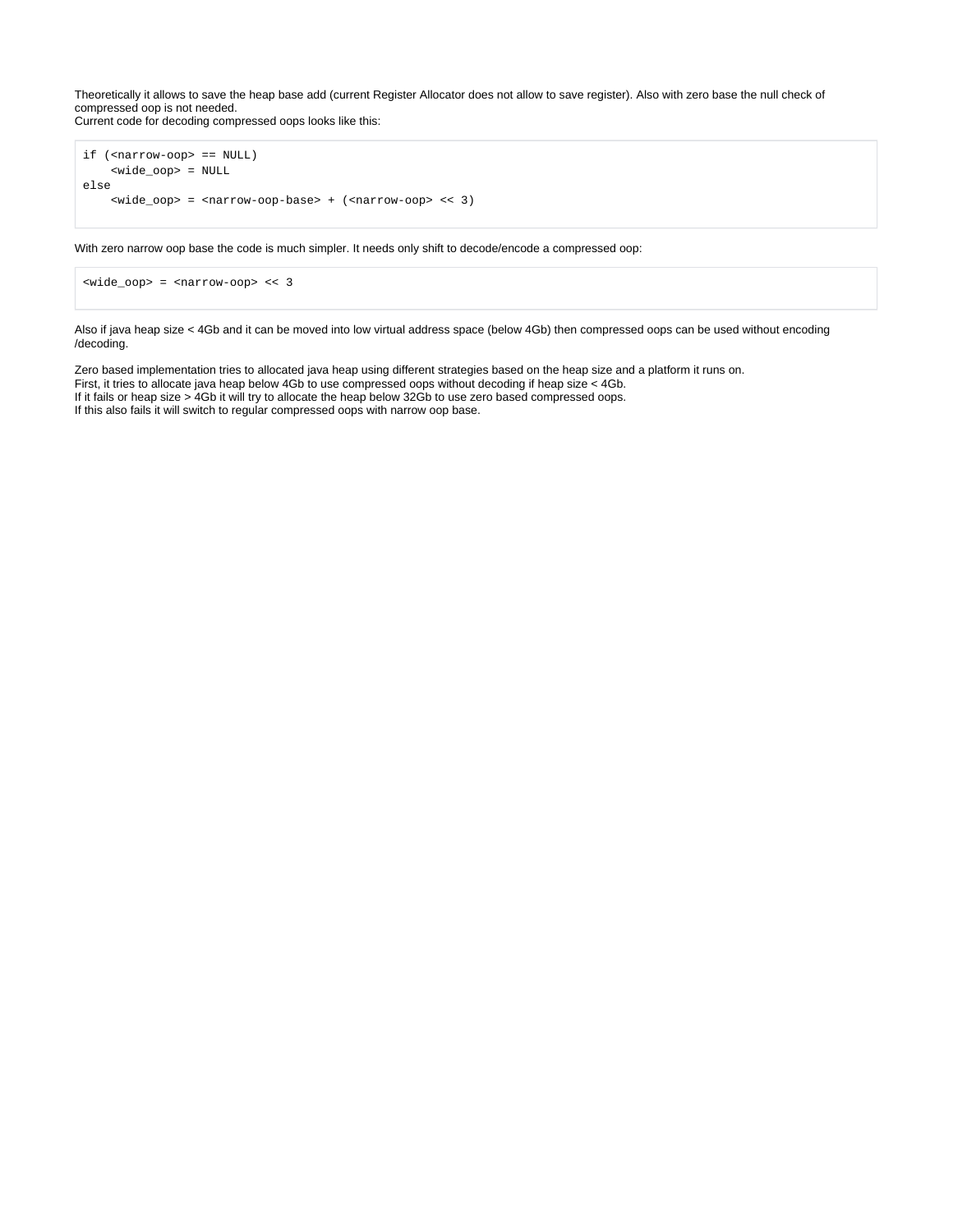Theoretically it allows to save the heap base add (current Register Allocator does not allow to save register). Also with zero base the null check of compressed oop is not needed.
Current code for decoding compressed oops looks like this:

```
if (<narrow-oop> == NULL)
    <wide_oop> = NULL
else
    <wide_oop> = <narrow-oop-base> + (<narrow-oop> << 3)
```

With zero narrow oop base the code is much simpler. It needs only shift to decode/encode a compressed oop:

```
<wide_oop> = <narrow-oop> << 3
```

Also if java heap size < 4Gb and it can be moved into low virtual address space (below 4Gb) then compressed oops can be used without encoding /decoding.

Zero based implementation tries to allocated java heap using different strategies based on the heap size and a platform it runs on.
First, it tries to allocate java heap below 4Gb to use compressed oops without decoding if heap size < 4Gb.
If it fails or heap size > 4Gb it will try to allocate the heap below 32Gb to use zero based compressed oops.
If this also fails it will switch to regular compressed oops with narrow oop base.